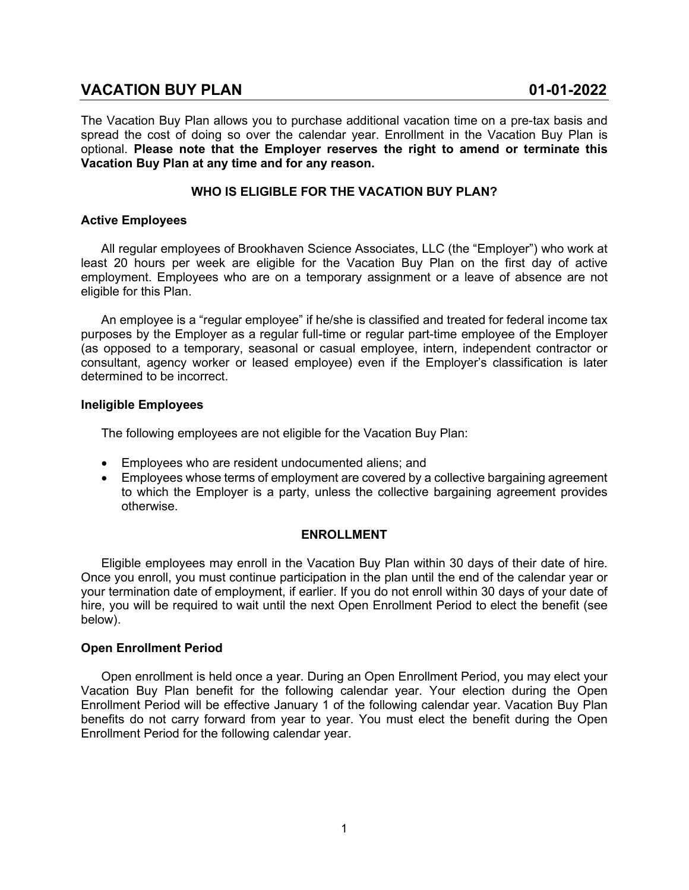# VACATION BUY PLAN 01-01-2022

The Vacation Buy Plan allows you to purchase additional vacation time on a pre-tax basis and spread the cost of doing so over the calendar year. Enrollment in the Vacation Buy Plan is optional. **Please note that the Employer reserves the right to amend or terminate this Vacation Buy Plan at any time and for any reason.**

## WHO IS ELIGIBLE FOR THE VACATION BUY PLAN?

### Active Employees

All regular employees of Brookhaven Science Associates, LLC (the "Employer") who work at least 20 hours per week are eligible for the Vacation Buy Plan on the first day of active employment. Employees who are on a temporary assignment or a leave of absence are not eligible for this Plan.

An employee is a "regular employee" if he/she is classified and treated for federal income tax purposes by the Employer as a regular full-time or regular part-time employee of the Employer (as opposed to a temporary, seasonal or casual employee, intern, independent contractor or consultant, agency worker or leased employee) even if the Employer's classification is later determined to be incorrect.

### Ineligible Employees

The following employees are not eligible for the Vacation Buy Plan:

- Employees who are resident undocumented aliens; and
- Employees whose terms of employment are covered by a collective bargaining agreement to which the Employer is a party, unless the collective bargaining agreement provides otherwise.

## ENROLLMENT

Eligible employees may enroll in the Vacation Buy Plan within 30 days of their date of hire. Once you enroll, you must continue participation in the plan until the end of the calendar year or your termination date of employment, if earlier. If you do not enroll within 30 days of your date of hire, you will be required to wait until the next Open Enrollment Period to elect the benefit (see below).

### Open Enrollment Period

Open enrollment is held once a year. During an Open Enrollment Period, you may elect your Vacation Buy Plan benefit for the following calendar year. Your election during the Open Enrollment Period will be effective January 1 of the following calendar year. Vacation Buy Plan benefits do not carry forward from year to year. You must elect the benefit during the Open Enrollment Period for the following calendar year.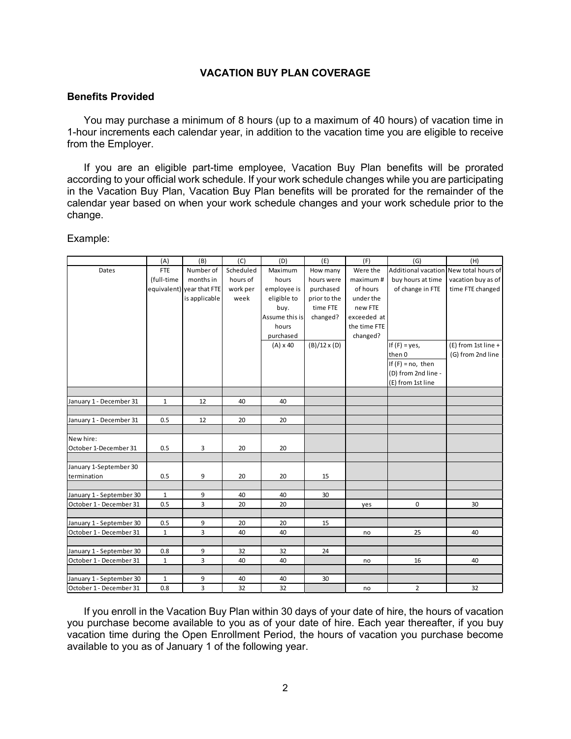## VACATION BUY PLAN COVERAGE

### Benefits Provided

You may purchase a minimum of 8 hours (up to a maximum of 40 hours) of vacation time in 1-hour increments each calendar year, in addition to the vacation time you are eligible to receive from the Employer.

If you are an eligible part-time employee, Vacation Buy Plan benefits will be prorated according to your official work schedule. If your work schedule changes while you are participating in the Vacation Buy Plan, Vacation Buy Plan benefits will be prorated for the remainder of the calendar year based on when your work schedule changes and your work schedule prior to the change.

Example:

| | (A) | (B) | (C) | (D) | (E) | (F) | (G) | (H) |
|---|---|---|---|---|---|---|---|---|
| Dates | FTE (full-time equivalent) | Number of months in year that FTE is applicable | Scheduled hours of work per week | Maximum hours employee is eligible to buy. Assume this is hours purchased | How many hours were purchased prior to the time FTE changed? | Were the maximum # of hours under the new FTE exceeded at the time FTE changed? | Additional vacation buy hours at time of change in FTE | New total hours of vacation buy as of time FTE changed |
| | | | | (A) x 40 | (B)/12 x (D) | | If (F) = yes, then 0<br>If (F) = no, then (D) from 2nd line - (E) from 1st line | (E) from 1st line + (G) from 2nd line |
| January 1 - December 31 | 1 | 12 | 40 | 40 | | | | |
| January 1 - December 31 | 0.5 | 12 | 20 | 20 | | | | |
| New hire: October 1-December 31 | 0.5 | 3 | 20 | 20 | | | | |
| January 1-September 30 termination | 0.5 | 9 | 20 | 20 | 15 | | | |
| January 1 - September 30 | 1 | 9 | 40 | 40 | 30 | | | |
| October 1 - December 31 | 0.5 | 3 | 20 | 20 | | yes | 0 | 30 |
| January 1 - September 30 | 0.5 | 9 | 20 | 20 | 15 | | | |
| October 1 - December 31 | 1 | 3 | 40 | 40 | | no | 25 | 40 |
| January 1 - September 30 | 0.8 | 9 | 32 | 32 | 24 | | | |
| October 1 - December 31 | 1 | 3 | 40 | 40 | | no | 16 | 40 |
| January 1 - September 30 | 1 | 9 | 40 | 40 | 30 | | | |
| October 1 - December 31 | 0.8 | 3 | 32 | 32 | | no | 2 | 32 |

If you enroll in the Vacation Buy Plan within 30 days of your date of hire, the hours of vacation you purchase become available to you as of your date of hire. Each year thereafter, if you buy vacation time during the Open Enrollment Period, the hours of vacation you purchase become available to you as of January 1 of the following year.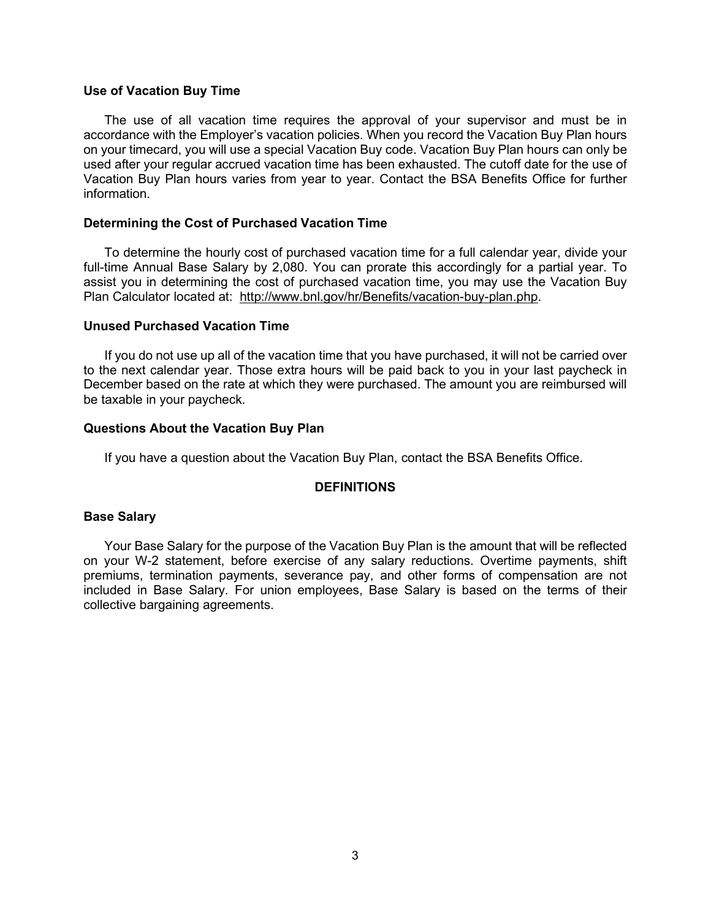### Use of Vacation Buy Time

The use of all vacation time requires the approval of your supervisor and must be in accordance with the Employer's vacation policies. When you record the Vacation Buy Plan hours on your timecard, you will use a special Vacation Buy code. Vacation Buy Plan hours can only be used after your regular accrued vacation time has been exhausted. The cutoff date for the use of Vacation Buy Plan hours varies from year to year. Contact the BSA Benefits Office for further information.

### Determining the Cost of Purchased Vacation Time

To determine the hourly cost of purchased vacation time for a full calendar year, divide your full-time Annual Base Salary by 2,080. You can prorate this accordingly for a partial year. To assist you in determining the cost of purchased vacation time, you may use the Vacation Buy Plan Calculator located at: http://www.bnl.gov/hr/Benefits/vacation-buy-plan.php.

### Unused Purchased Vacation Time

If you do not use up all of the vacation time that you have purchased, it will not be carried over to the next calendar year. Those extra hours will be paid back to you in your last paycheck in December based on the rate at which they were purchased. The amount you are reimbursed will be taxable in your paycheck.

### Questions About the Vacation Buy Plan

If you have a question about the Vacation Buy Plan, contact the BSA Benefits Office.

## DEFINITIONS

### Base Salary

Your Base Salary for the purpose of the Vacation Buy Plan is the amount that will be reflected on your W-2 statement, before exercise of any salary reductions. Overtime payments, shift premiums, termination payments, severance pay, and other forms of compensation are not included in Base Salary. For union employees, Base Salary is based on the terms of their collective bargaining agreements.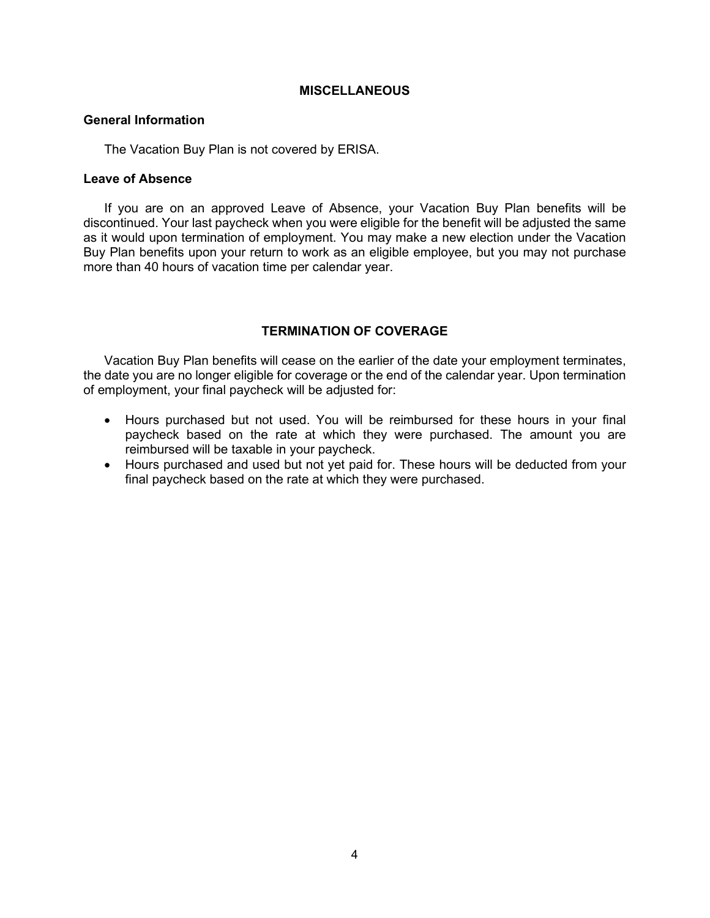## MISCELLANEOUS

### General Information

The Vacation Buy Plan is not covered by ERISA.

### Leave of Absence

If you are on an approved Leave of Absence, your Vacation Buy Plan benefits will be discontinued. Your last paycheck when you were eligible for the benefit will be adjusted the same as it would upon termination of employment. You may make a new election under the Vacation Buy Plan benefits upon your return to work as an eligible employee, but you may not purchase more than 40 hours of vacation time per calendar year.

## TERMINATION OF COVERAGE

Vacation Buy Plan benefits will cease on the earlier of the date your employment terminates, the date you are no longer eligible for coverage or the end of the calendar year. Upon termination of employment, your final paycheck will be adjusted for:

- Hours purchased but not used. You will be reimbursed for these hours in your final paycheck based on the rate at which they were purchased. The amount you are reimbursed will be taxable in your paycheck.
- Hours purchased and used but not yet paid for. These hours will be deducted from your final paycheck based on the rate at which they were purchased.